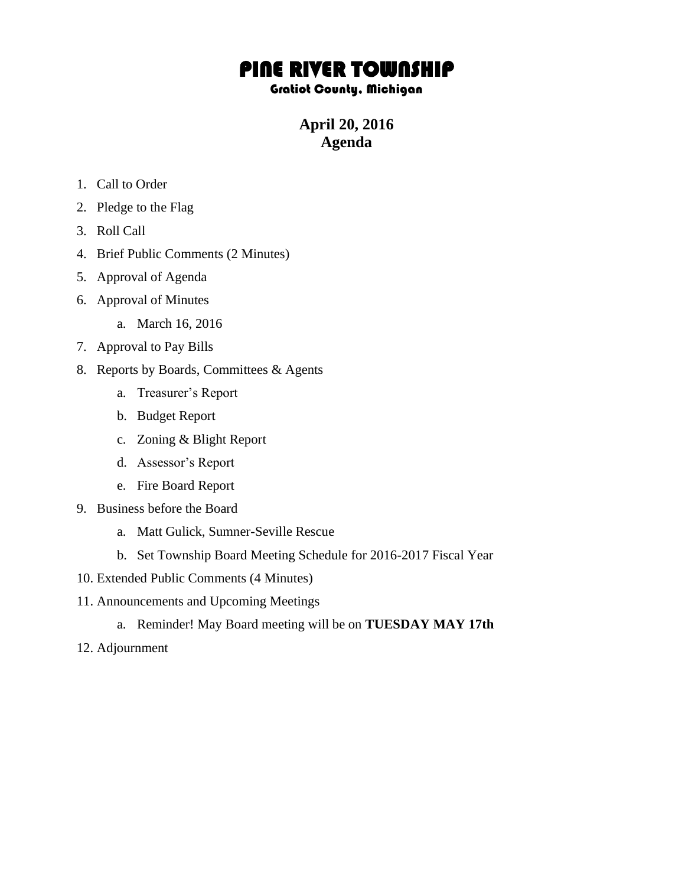# PINE RIVER TOWNSHIP

### Gratiot County, Michigan

## April 20, 2016
## Agenda

1. Call to Order
2. Pledge to the Flag
3. Roll Call
4. Brief Public Comments (2 Minutes)
5. Approval of Agenda
6. Approval of Minutes
   a. March 16, 2016
7. Approval to Pay Bills
8. Reports by Boards, Committees & Agents
   a. Treasurer's Report
   b. Budget Report
   c. Zoning & Blight Report
   d. Assessor's Report
   e. Fire Board Report
9. Business before the Board
   a. Matt Gulick, Sumner-Seville Rescue
   b. Set Township Board Meeting Schedule for 2016-2017 Fiscal Year
10. Extended Public Comments (4 Minutes)
11. Announcements and Upcoming Meetings
    a. Reminder! May Board meeting will be on **TUESDAY MAY 17th**
12. Adjournment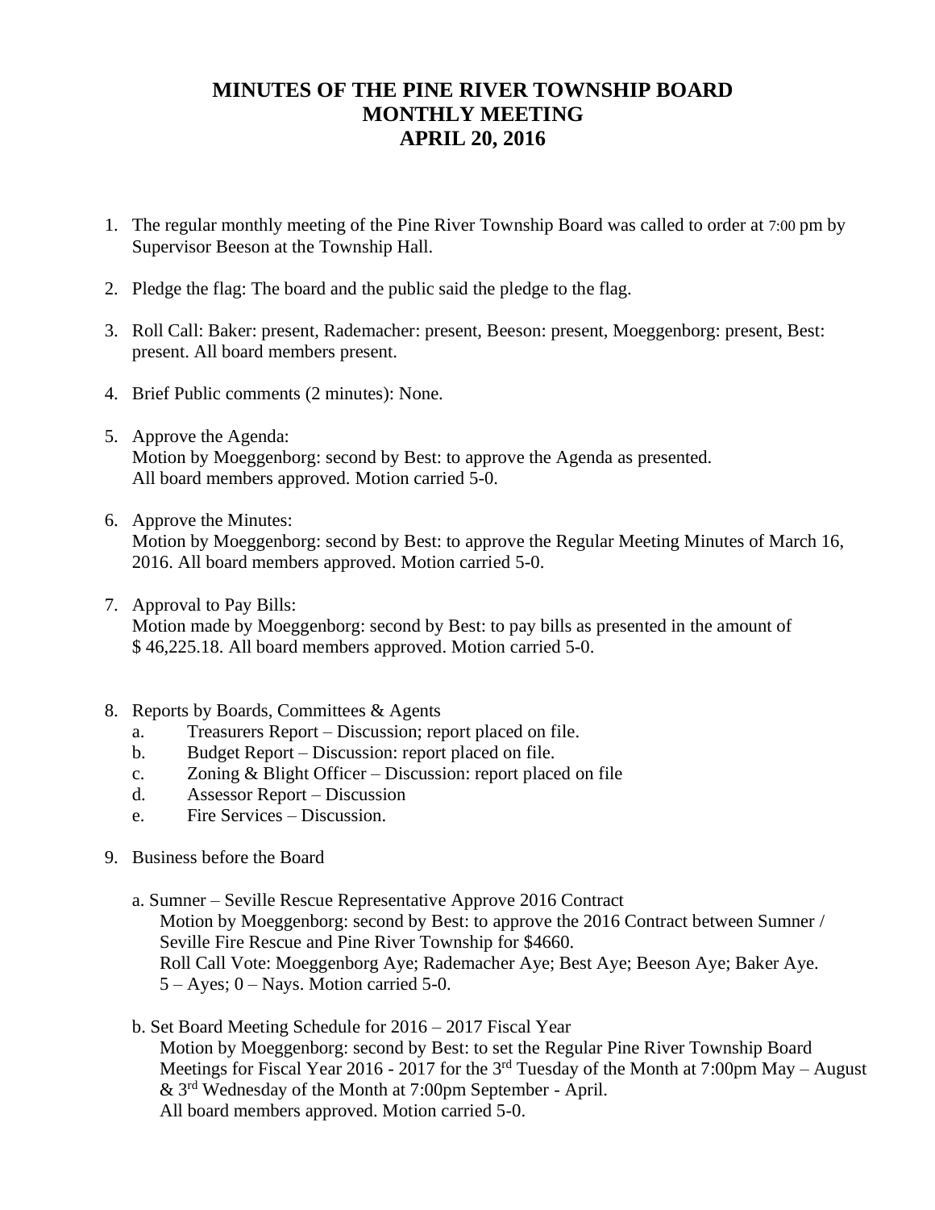# MINUTES OF THE PINE RIVER TOWNSHIP BOARD MONTHLY MEETING APRIL 20, 2016

1. The regular monthly meeting of the Pine River Township Board was called to order at 7:00 pm by Supervisor Beeson at the Township Hall.

2. Pledge the flag: The board and the public said the pledge to the flag.

3. Roll Call: Baker: present, Rademacher: present, Beeson: present, Moeggenborg: present, Best: present. All board members present.

4. Brief Public comments (2 minutes): None.

5. Approve the Agenda:
   Motion by Moeggenborg: second by Best: to approve the Agenda as presented.
   All board members approved. Motion carried 5-0.

6. Approve the Minutes:
   Motion by Moeggenborg: second by Best: to approve the Regular Meeting Minutes of March 16, 2016. All board members approved. Motion carried 5-0.

7. Approval to Pay Bills:
   Motion made by Moeggenborg: second by Best: to pay bills as presented in the amount of $ 46,225.18. All board members approved. Motion carried 5-0.

8. Reports by Boards, Committees & Agents
   a. Treasurers Report – Discussion; report placed on file.
   b. Budget Report – Discussion: report placed on file.
   c. Zoning & Blight Officer – Discussion: report placed on file
   d. Assessor Report – Discussion
   e. Fire Services – Discussion.

9. Business before the Board

   a. Sumner – Seville Rescue Representative Approve 2016 Contract
      Motion by Moeggenborg: second by Best: to approve the 2016 Contract between Sumner / Seville Fire Rescue and Pine River Township for $4660.
      Roll Call Vote: Moeggenborg Aye; Rademacher Aye; Best Aye; Beeson Aye; Baker Aye.
      5 – Ayes; 0 – Nays. Motion carried 5-0.

   b. Set Board Meeting Schedule for 2016 – 2017 Fiscal Year
      Motion by Moeggenborg: second by Best: to set the Regular Pine River Township Board Meetings for Fiscal Year 2016 - 2017 for the 3rd Tuesday of the Month at 7:00pm May – August & 3rd Wednesday of the Month at 7:00pm September - April.
      All board members approved. Motion carried 5-0.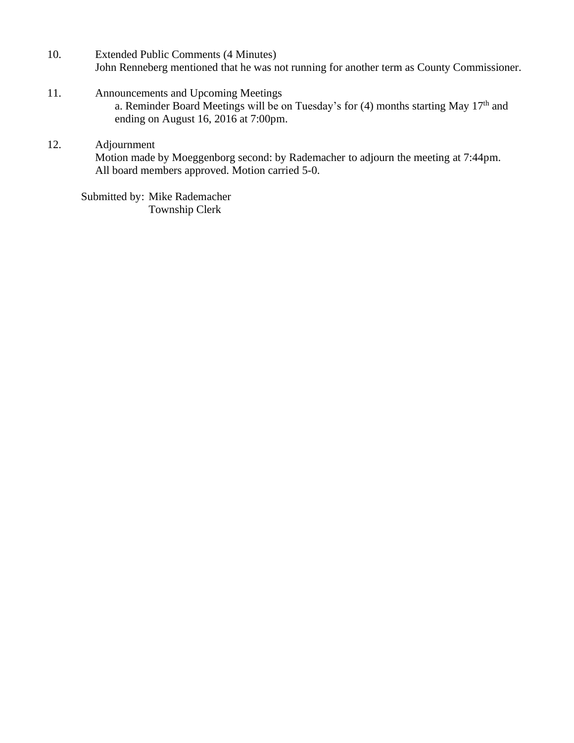10. Extended Public Comments (4 Minutes)
    John Renneberg mentioned that he was not running for another term as County Commissioner.

11. Announcements and Upcoming Meetings
    a. Reminder Board Meetings will be on Tuesday's for (4) months starting May 17th and ending on August 16, 2016 at 7:00pm.

12. Adjournment
    Motion made by Moeggenborg second: by Rademacher to adjourn the meeting at 7:44pm. All board members approved. Motion carried 5-0.

Submitted by: Mike Rademacher
Township Clerk